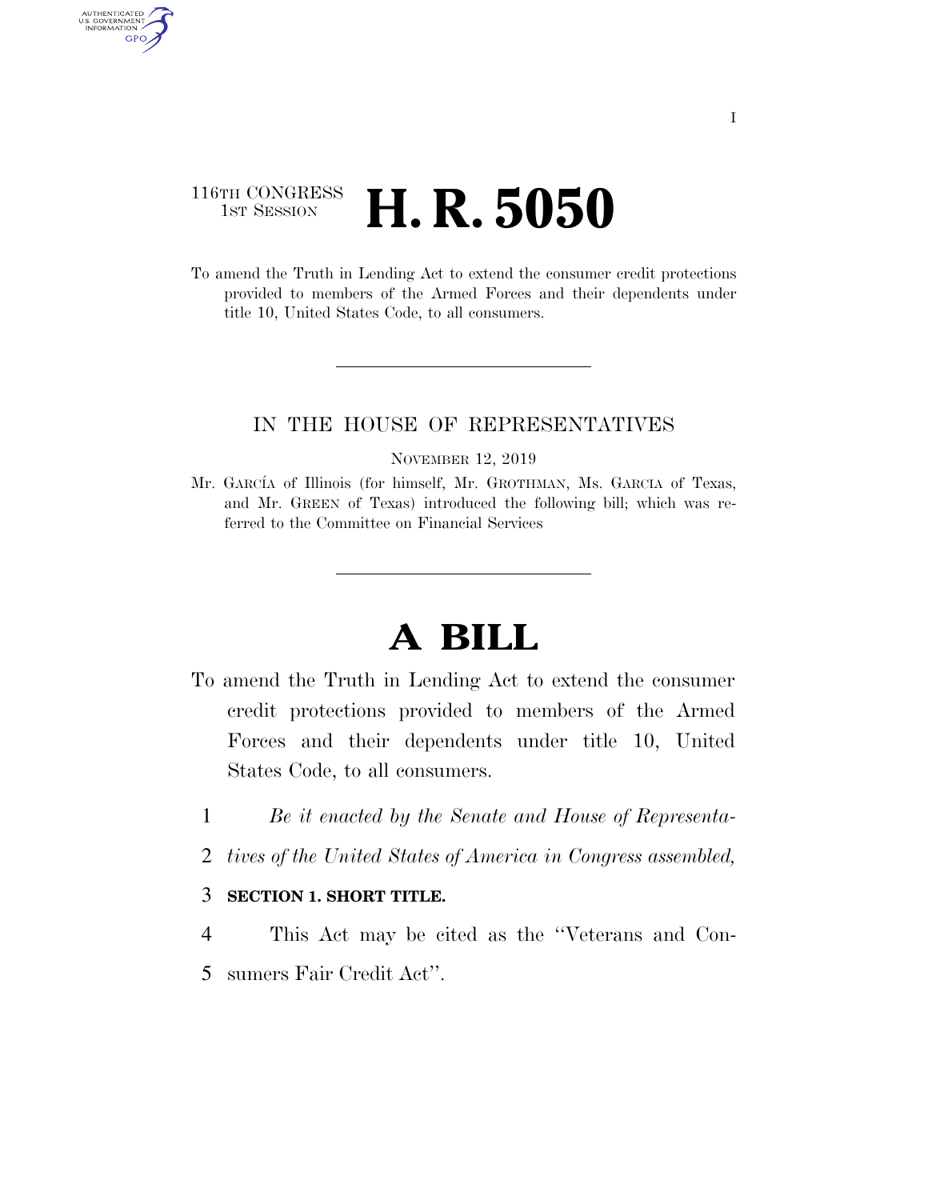116TH CONGRESS
1ST SESSION

# H. R. 5050

To amend the Truth in Lending Act to extend the consumer credit protections provided to members of the Armed Forces and their dependents under title 10, United States Code, to all consumers.

IN THE HOUSE OF REPRESENTATIVES

NOVEMBER 12, 2019

Mr. GARCÍA of Illinois (for himself, Mr. GROTHMAN, Ms. GARCIA of Texas, and Mr. GREEN of Texas) introduced the following bill; which was referred to the Committee on Financial Services

# A BILL

To amend the Truth in Lending Act to extend the consumer credit protections provided to members of the Armed Forces and their dependents under title 10, United States Code, to all consumers.

1 *Be it enacted by the Senate and House of Representa-*
2 *tives of the United States of America in Congress assembled,*

3 **SECTION 1. SHORT TITLE.**

4 This Act may be cited as the ''Veterans and Con-
5 sumers Fair Credit Act''.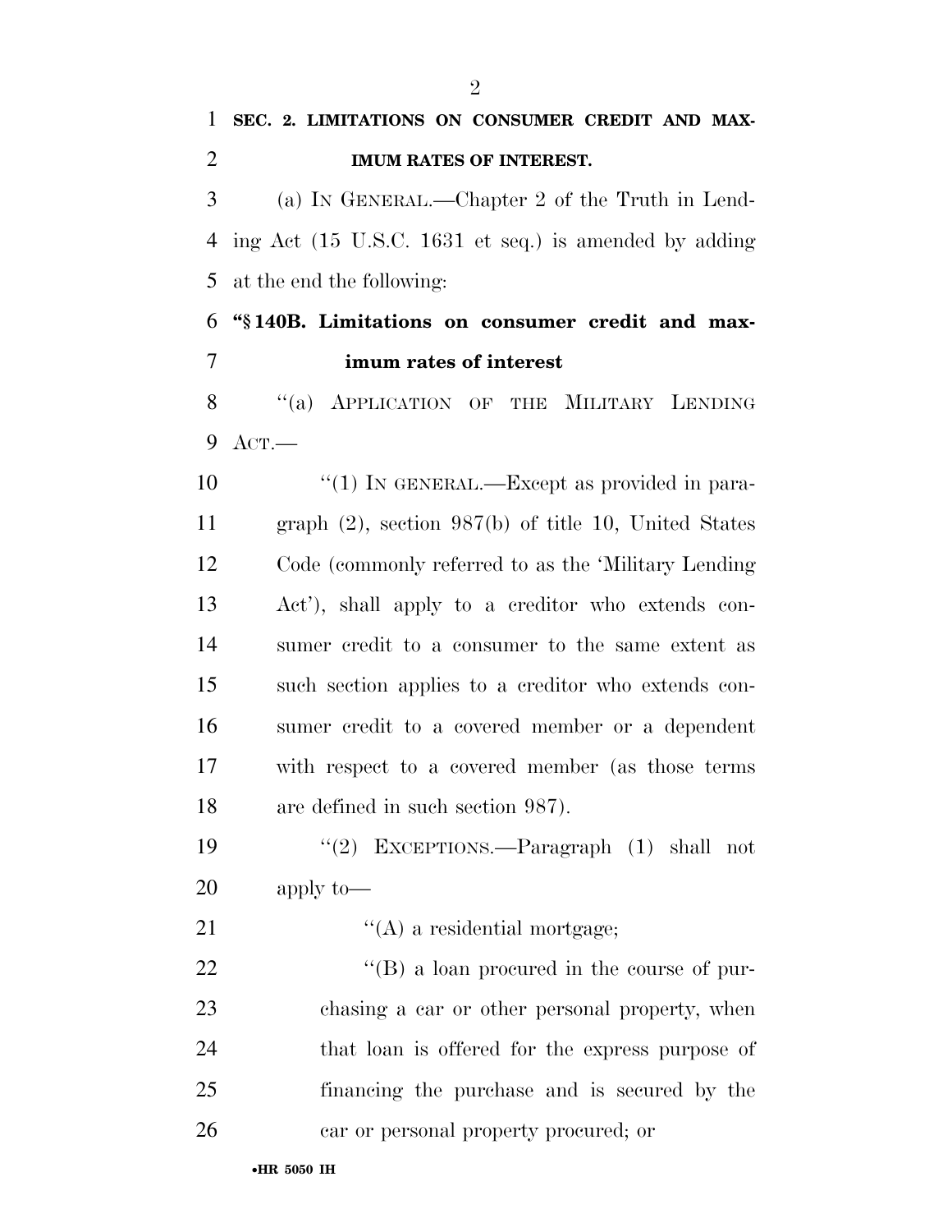**SEC. 2. LIMITATIONS ON CONSUMER CREDIT AND MAXIMUM RATES OF INTEREST.**

(a) IN GENERAL.—Chapter 2 of the Truth in Lending Act (15 U.S.C. 1631 et seq.) is amended by adding at the end the following:

**"§ 140B. Limitations on consumer credit and maximum rates of interest**

"(a) APPLICATION OF THE MILITARY LENDING ACT.—

"(1) IN GENERAL.—Except as provided in paragraph (2), section 987(b) of title 10, United States Code (commonly referred to as the 'Military Lending Act'), shall apply to a creditor who extends consumer credit to a consumer to the same extent as such section applies to a creditor who extends consumer credit to a covered member or a dependent with respect to a covered member (as those terms are defined in such section 987).

"(2) EXCEPTIONS.—Paragraph (1) shall not apply to—

"(A) a residential mortgage;

"(B) a loan procured in the course of purchasing a car or other personal property, when that loan is offered for the express purpose of financing the purchase and is secured by the car or personal property procured; or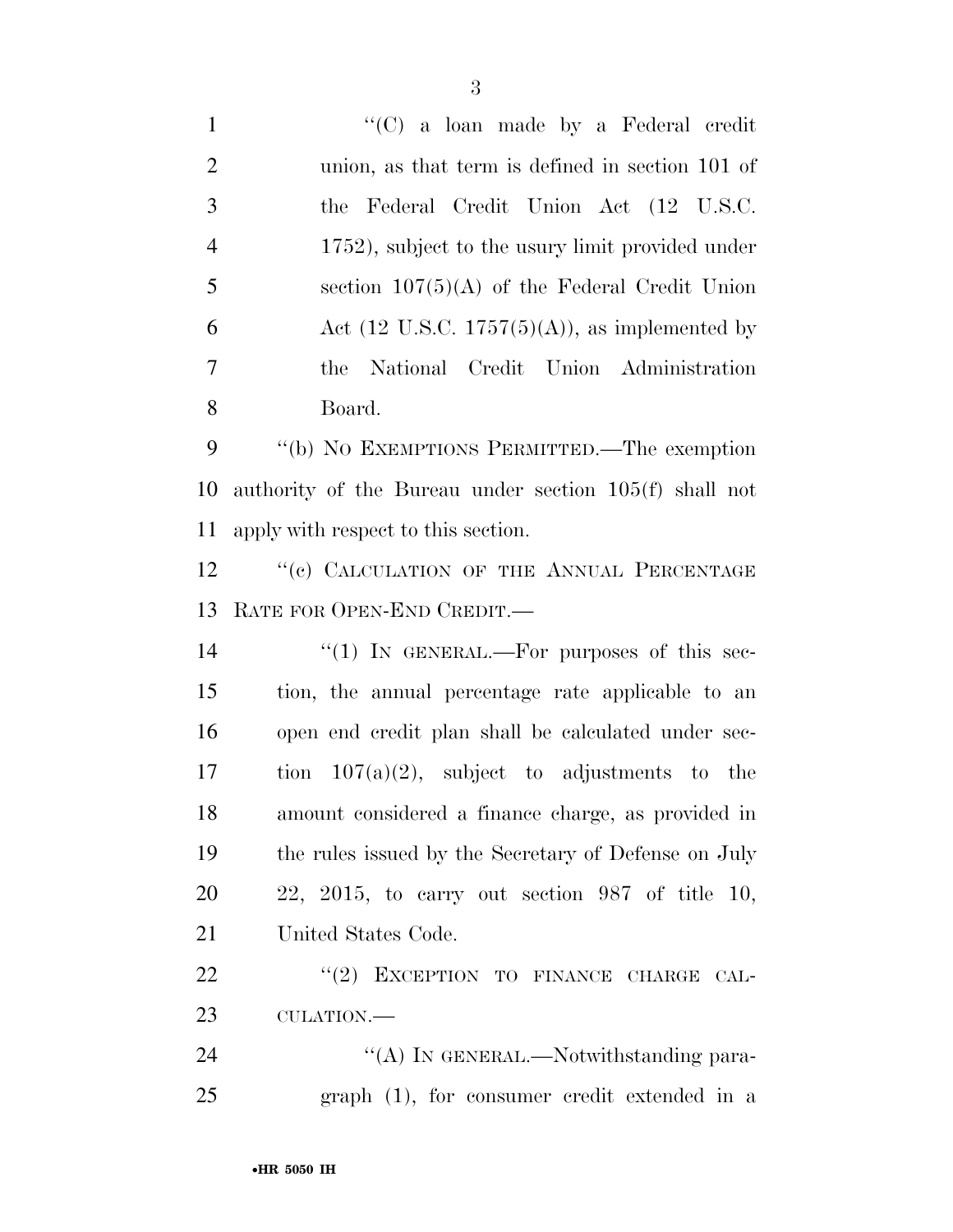"(C) a loan made by a Federal credit union, as that term is defined in section 101 of the Federal Credit Union Act (12 U.S.C. 1752), subject to the usury limit provided under section 107(5)(A) of the Federal Credit Union Act (12 U.S.C. 1757(5)(A)), as implemented by the National Credit Union Administration Board.

"(b) NO EXEMPTIONS PERMITTED.—The exemption authority of the Bureau under section 105(f) shall not apply with respect to this section.

"(c) CALCULATION OF THE ANNUAL PERCENTAGE RATE FOR OPEN-END CREDIT.—

"(1) IN GENERAL.—For purposes of this section, the annual percentage rate applicable to an open end credit plan shall be calculated under section 107(a)(2), subject to adjustments to the amount considered a finance charge, as provided in the rules issued by the Secretary of Defense on July 22, 2015, to carry out section 987 of title 10, United States Code.

"(2) EXCEPTION TO FINANCE CHARGE CALCULATION.—

"(A) IN GENERAL.—Notwithstanding paragraph (1), for consumer credit extended in a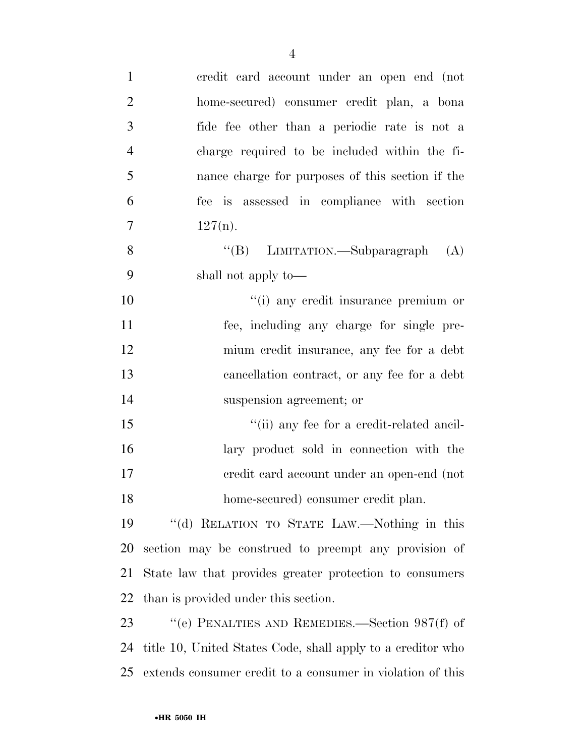credit card account under an open end (not home-secured) consumer credit plan, a bona fide fee other than a periodic rate is not a charge required to be included within the finance charge for purposes of this section if the fee is assessed in compliance with section 127(n).

"(B) LIMITATION.—Subparagraph (A) shall not apply to—

"(i) any credit insurance premium or fee, including any charge for single premium credit insurance, any fee for a debt cancellation contract, or any fee for a debt suspension agreement; or

"(ii) any fee for a credit-related ancillary product sold in connection with the credit card account under an open-end (not home-secured) consumer credit plan.

"(d) RELATION TO STATE LAW.—Nothing in this section may be construed to preempt any provision of State law that provides greater protection to consumers than is provided under this section.

"(e) PENALTIES AND REMEDIES.—Section 987(f) of title 10, United States Code, shall apply to a creditor who extends consumer credit to a consumer in violation of this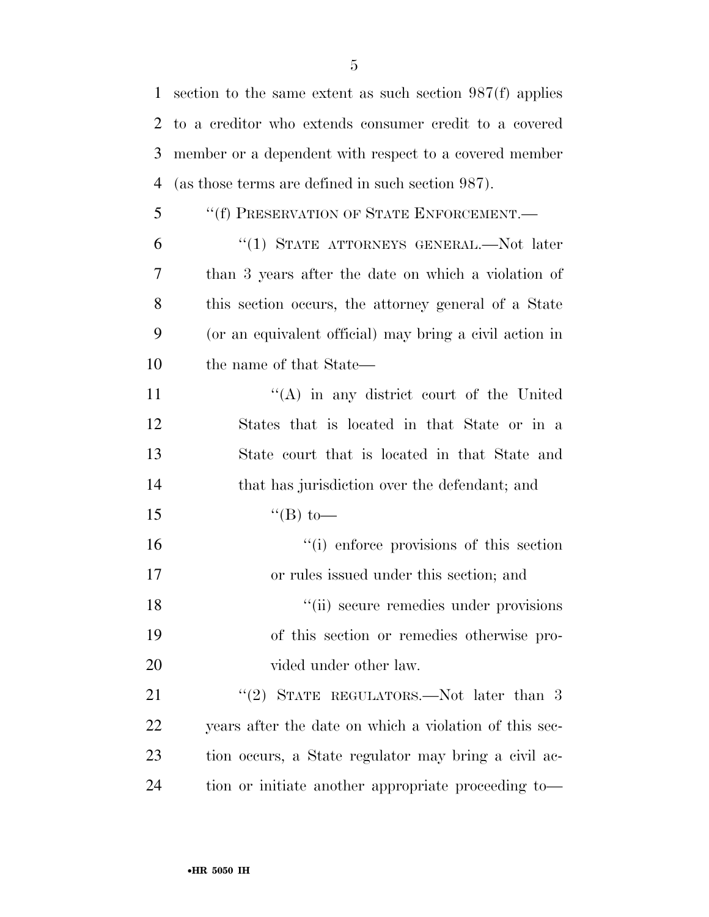section to the same extent as such section 987(f) applies to a creditor who extends consumer credit to a covered member or a dependent with respect to a covered member (as those terms are defined in such section 987).

"(f) PRESERVATION OF STATE ENFORCEMENT.—

"(1) STATE ATTORNEYS GENERAL.—Not later than 3 years after the date on which a violation of this section occurs, the attorney general of a State (or an equivalent official) may bring a civil action in the name of that State—

"(A) in any district court of the United States that is located in that State or in a State court that is located in that State and that has jurisdiction over the defendant; and

"(B) to—

"(i) enforce provisions of this section or rules issued under this section; and

"(ii) secure remedies under provisions of this section or remedies otherwise provided under other law.

"(2) STATE REGULATORS.—Not later than 3 years after the date on which a violation of this section occurs, a State regulator may bring a civil action or initiate another appropriate proceeding to—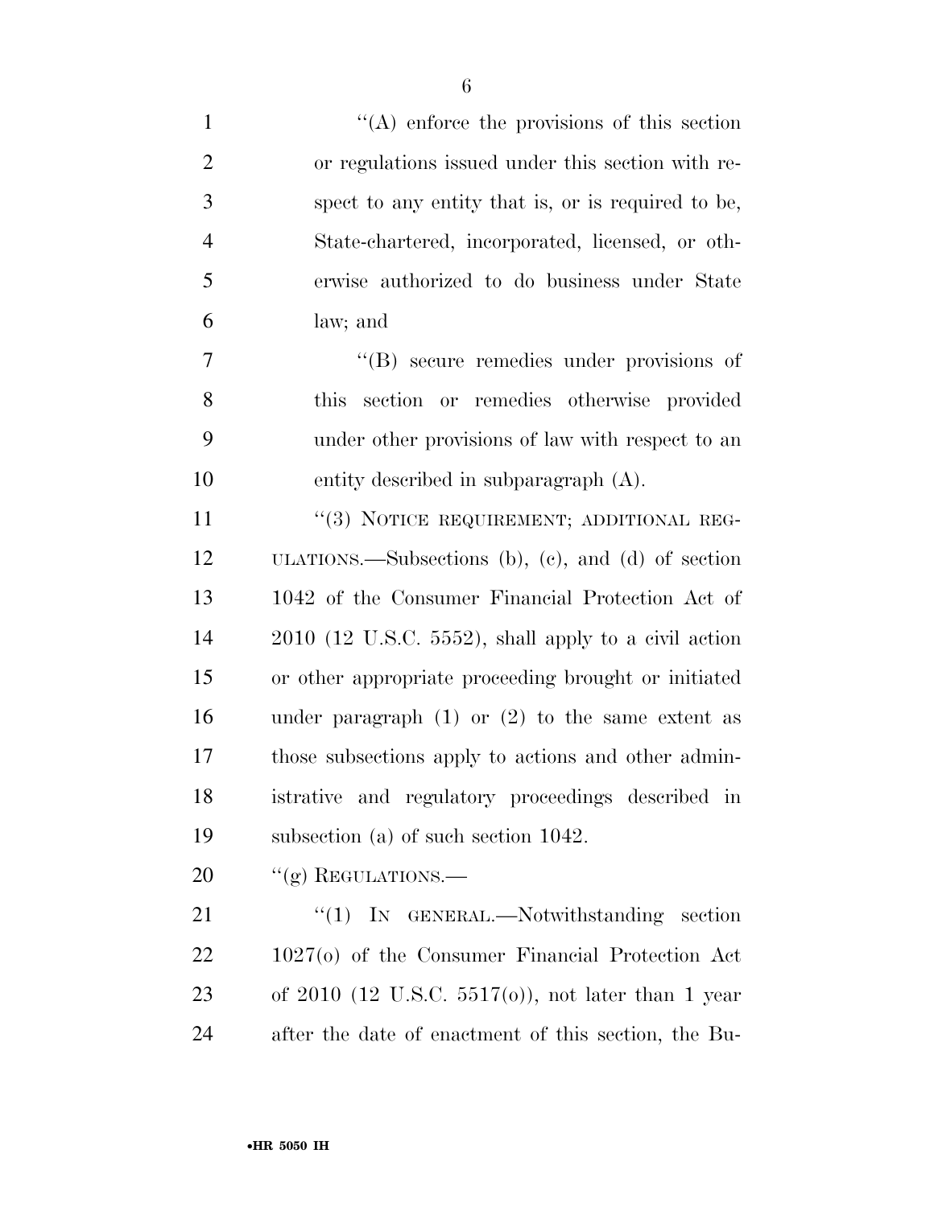"(A) enforce the provisions of this section or regulations issued under this section with respect to any entity that is, or is required to be, State-chartered, incorporated, licensed, or otherwise authorized to do business under State law; and

"(B) secure remedies under provisions of this section or remedies otherwise provided under other provisions of law with respect to an entity described in subparagraph (A).

"(3) NOTICE REQUIREMENT; ADDITIONAL REGULATIONS.—Subsections (b), (c), and (d) of section 1042 of the Consumer Financial Protection Act of 2010 (12 U.S.C. 5552), shall apply to a civil action or other appropriate proceeding brought or initiated under paragraph (1) or (2) to the same extent as those subsections apply to actions and other administrative and regulatory proceedings described in subsection (a) of such section 1042.

"(g) REGULATIONS.—

"(1) IN GENERAL.—Notwithstanding section 1027(o) of the Consumer Financial Protection Act of 2010 (12 U.S.C. 5517(o)), not later than 1 year after the date of enactment of this section, the Bu-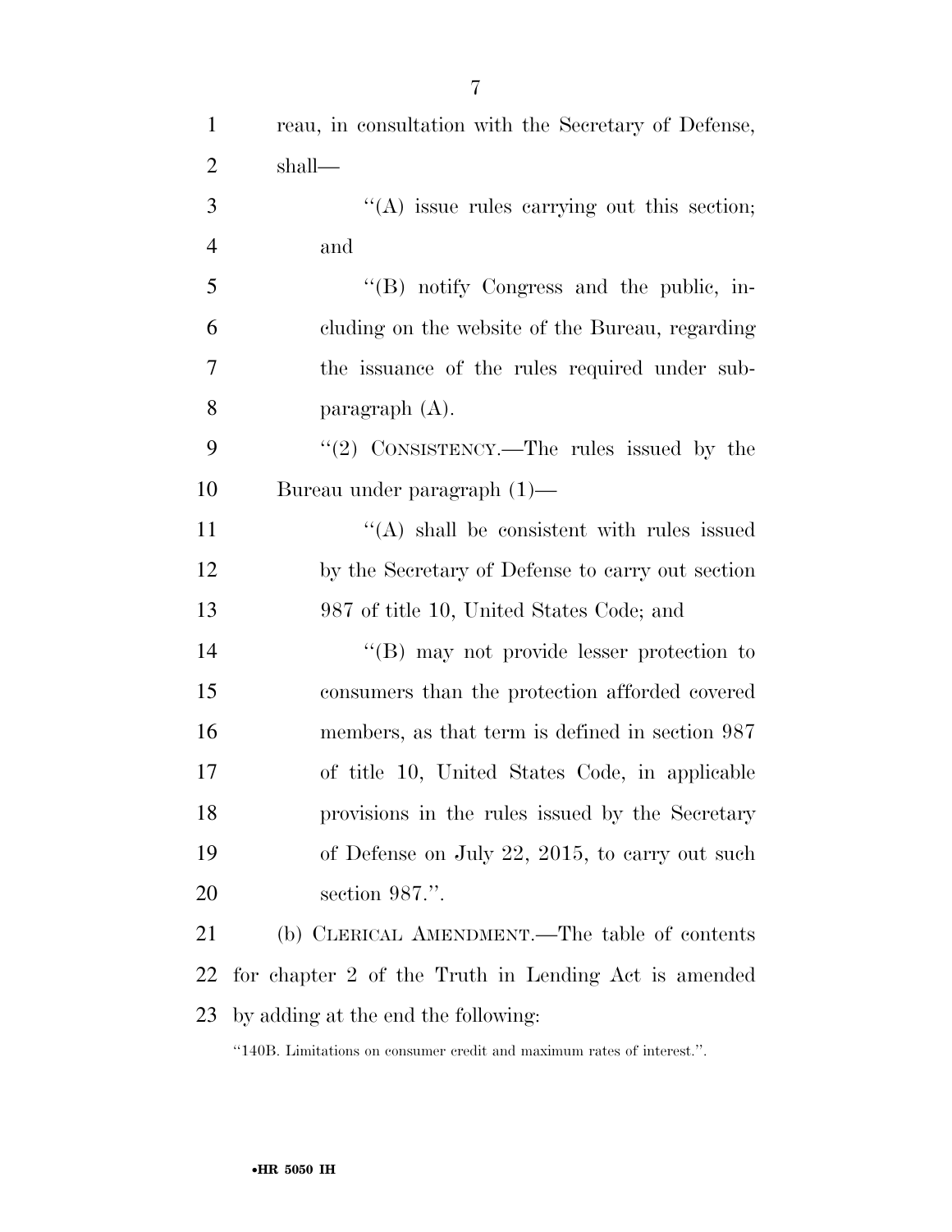reau, in consultation with the Secretary of Defense, shall—

"(A) issue rules carrying out this section; and

"(B) notify Congress and the public, including on the website of the Bureau, regarding the issuance of the rules required under subparagraph (A).

"(2) CONSISTENCY.—The rules issued by the Bureau under paragraph (1)—

"(A) shall be consistent with rules issued by the Secretary of Defense to carry out section 987 of title 10, United States Code; and

"(B) may not provide lesser protection to consumers than the protection afforded covered members, as that term is defined in section 987 of title 10, United States Code, in applicable provisions in the rules issued by the Secretary of Defense on July 22, 2015, to carry out such section 987.".

(b) CLERICAL AMENDMENT.—The table of contents for chapter 2 of the Truth in Lending Act is amended by adding at the end the following:

"140B. Limitations on consumer credit and maximum rates of interest.".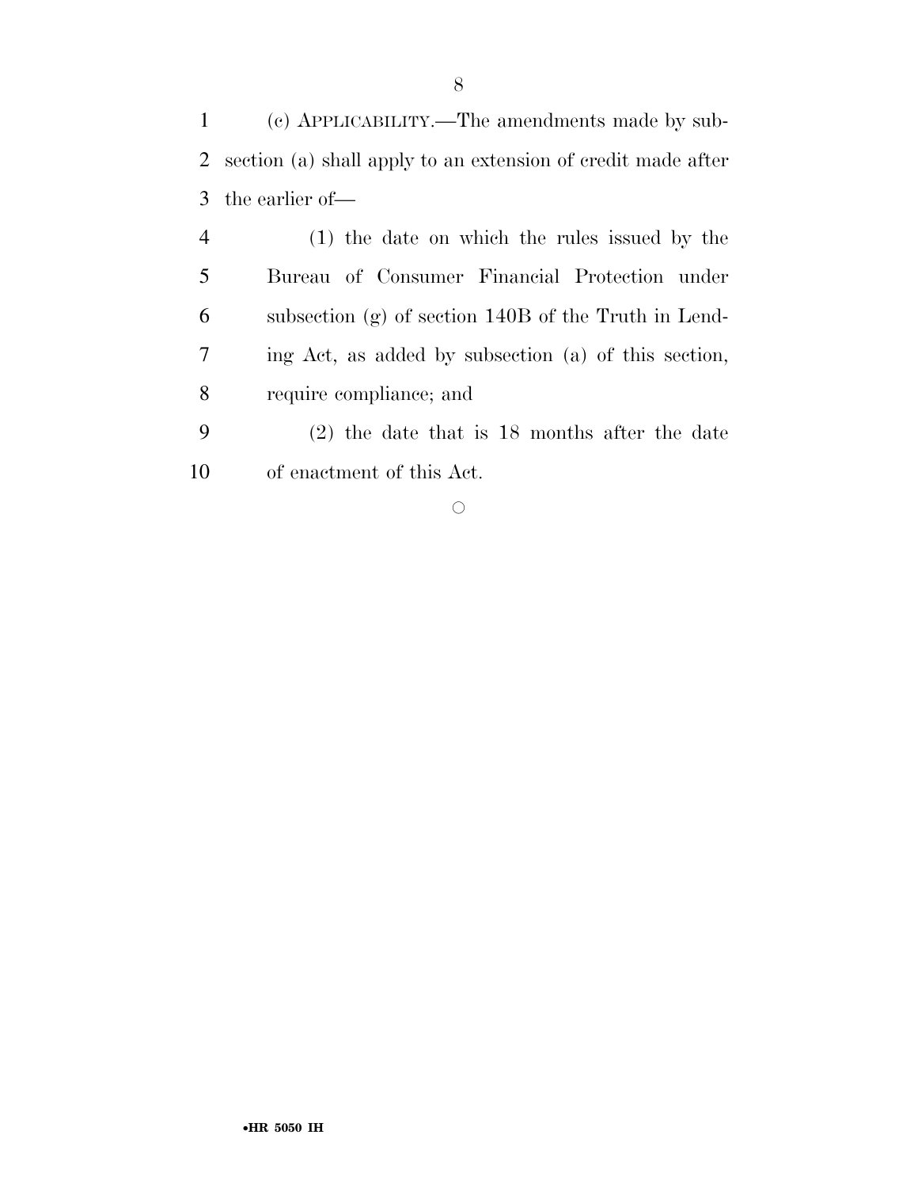(c) APPLICABILITY.—The amendments made by subsection (a) shall apply to an extension of credit made after the earlier of—

(1) the date on which the rules issued by the Bureau of Consumer Financial Protection under subsection (g) of section 140B of the Truth in Lending Act, as added by subsection (a) of this section, require compliance; and

(2) the date that is 18 months after the date of enactment of this Act.

○